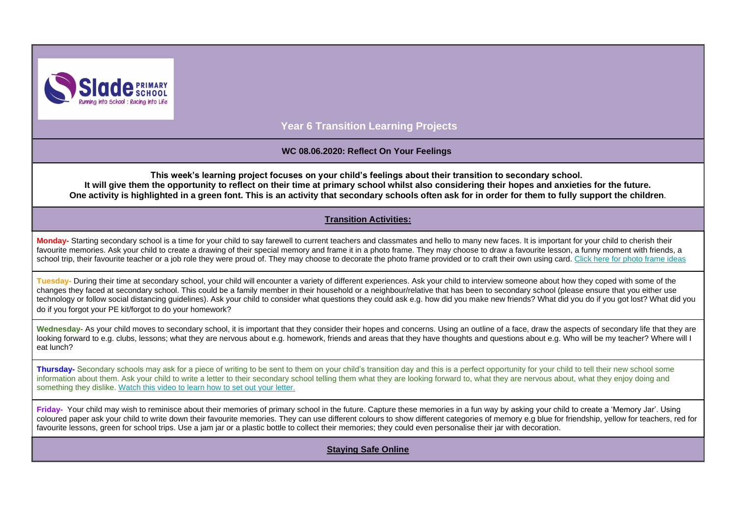# Year 6 Transition Learning Projects

## WC 08.06.2020: Reflect On Your Feelings

**This week's learning project focuses on your child's feelings about their transition to secondary school.**
**It will give them the opportunity to reflect on their time at primary school whilst also considering their hopes and anxieties for the future.**
**One activity is highlighted in a green font. This is an activity that secondary schools often ask for in order for them to fully support the children**.

## Transition Activities:

**Monday-** Starting secondary school is a time for your child to say farewell to current teachers and classmates and hello to many new faces. It is important for your child to cherish their favourite memories. Ask your child to create a drawing of their special memory and frame it in a photo frame. They may choose to draw a favourite lesson, a funny moment with friends, a school trip, their favourite teacher or a job role they were proud of. They may choose to decorate the photo frame provided or to craft their own using card. Click here for photo frame ideas

**Tuesday-** During their time at secondary school, your child will encounter a variety of different experiences. Ask your child to interview someone about how they coped with some of the changes they faced at secondary school. This could be a family member in their household or a neighbour/relative that has been to secondary school (please ensure that you either use technology or follow social distancing guidelines). Ask your child to consider what questions they could ask e.g. how did you make new friends? What did you do if you got lost? What did you do if you forgot your PE kit/forgot to do your homework?

**Wednesday-** As your child moves to secondary school, it is important that they consider their hopes and concerns. Using an outline of a face, draw the aspects of secondary life that they are looking forward to e.g. clubs, lessons; what they are nervous about e.g. homework, friends and areas that they have thoughts and questions about e.g. Who will be my teacher? Where will I eat lunch?

**Thursday-** Secondary schools may ask for a piece of writing to be sent to them on your child's transition day and this is a perfect opportunity for your child to tell their new school some information about them. Ask your child to write a letter to their secondary school telling them what they are looking forward to, what they are nervous about, what they enjoy doing and something they dislike. Watch this video to learn how to set out your letter.

**Friday-** Your child may wish to reminisce about their memories of primary school in the future. Capture these memories in a fun way by asking your child to create a 'Memory Jar'. Using coloured paper ask your child to write down their favourite memories. They can use different colours to show different categories of memory e.g blue for friendship, yellow for teachers, red for favourite lessons, green for school trips. Use a jam jar or a plastic bottle to collect their memories; they could even personalise their jar with decoration.

## Staying Safe Online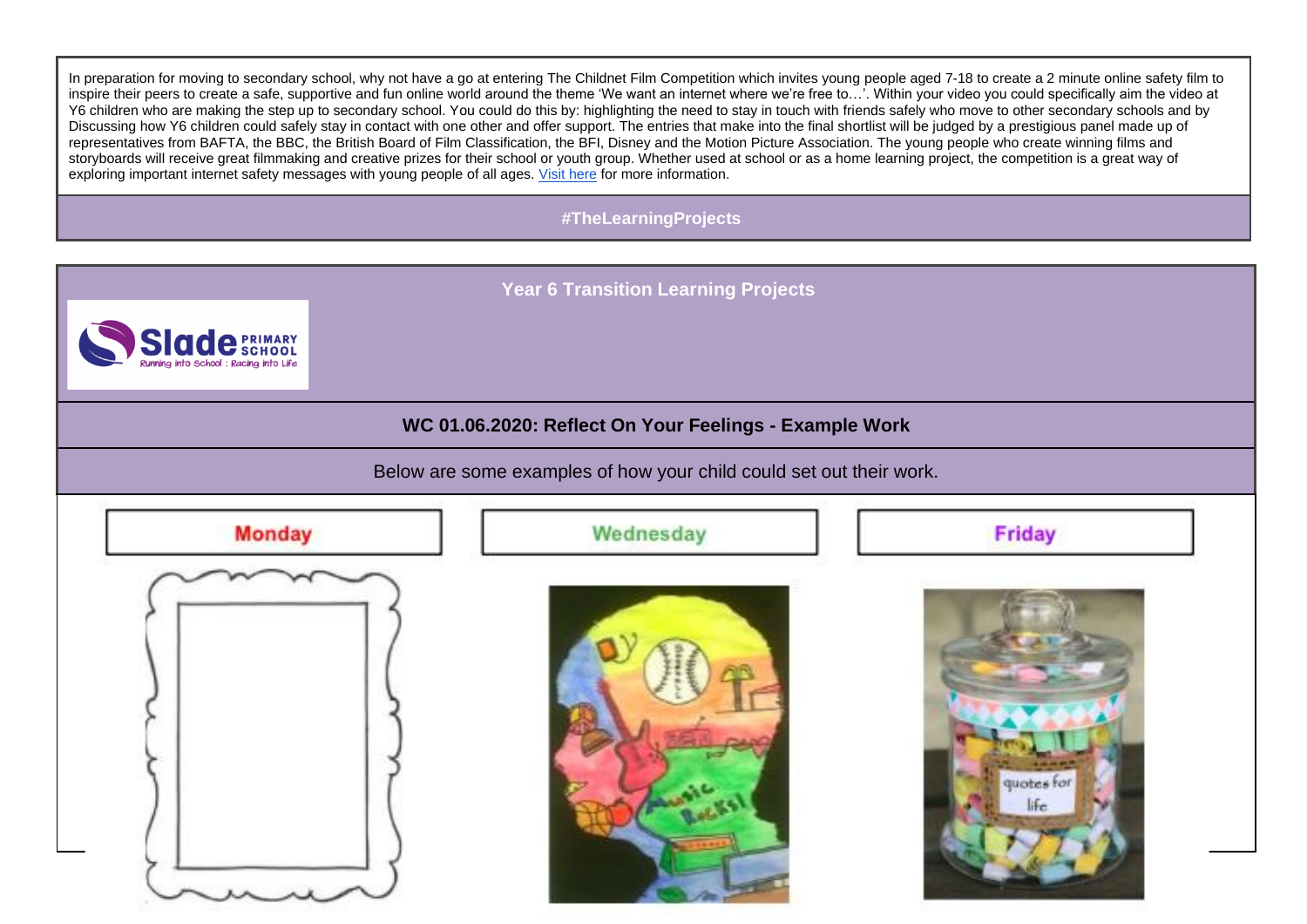In preparation for moving to secondary school, why not have a go at entering The Childnet Film Competition which invites young people aged 7-18 to create a 2 minute online safety film to inspire their peers to create a safe, supportive and fun online world around the theme 'We want an internet where we're free to…'. Within your video you could specifically aim the video at Y6 children who are making the step up to secondary school. You could do this by: highlighting the need to stay in touch with friends safely who move to other secondary schools and by Discussing how Y6 children could safely stay in contact with one other and offer support. The entries that make into the final shortlist will be judged by a prestigious panel made up of representatives from BAFTA, the BBC, the British Board of Film Classification, the BFI, Disney and the Motion Picture Association. The young people who create winning films and storyboards will receive great filmmaking and creative prizes for their school or youth group. Whether used at school or as a home learning project, the competition is a great way of exploring important internet safety messages with young people of all ages. [Visit here] for more information.

**#TheLearningProjects**

## Year 6 Transition Learning Projects

Slade PRIMARY SCHOOL
Running into School : Racing into Life

### WC 01.06.2020: Reflect On Your Feelings - Example Work

Below are some examples of how your child could set out their work.

| Monday | Wednesday | Friday |
| --- | --- | --- |
| | Music Rocks! | quotes for life |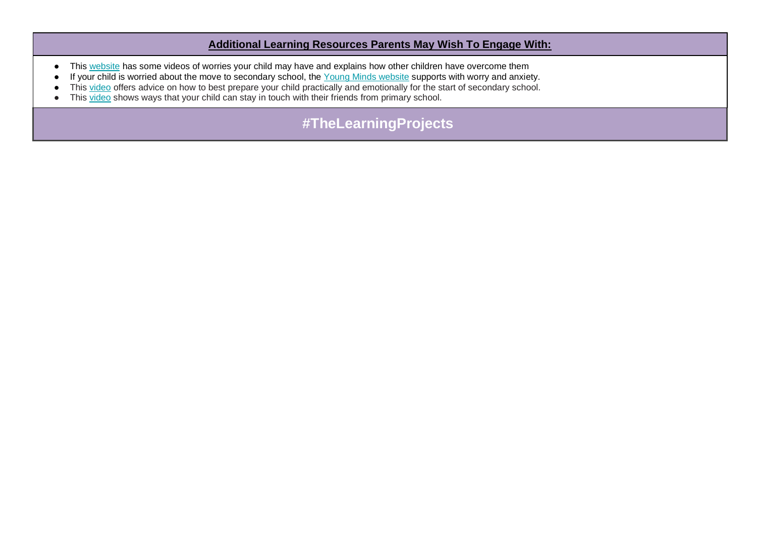## Additional Learning Resources Parents May Wish To Engage With:

- This website has some videos of worries your child may have and explains how other children have overcome them
- If your child is worried about the move to secondary school, the Young Minds website supports with worry and anxiety.
- This video offers advice on how to best prepare your child practically and emotionally for the start of secondary school.
- This video shows ways that your child can stay in touch with their friends from primary school.

## #TheLearningProjects